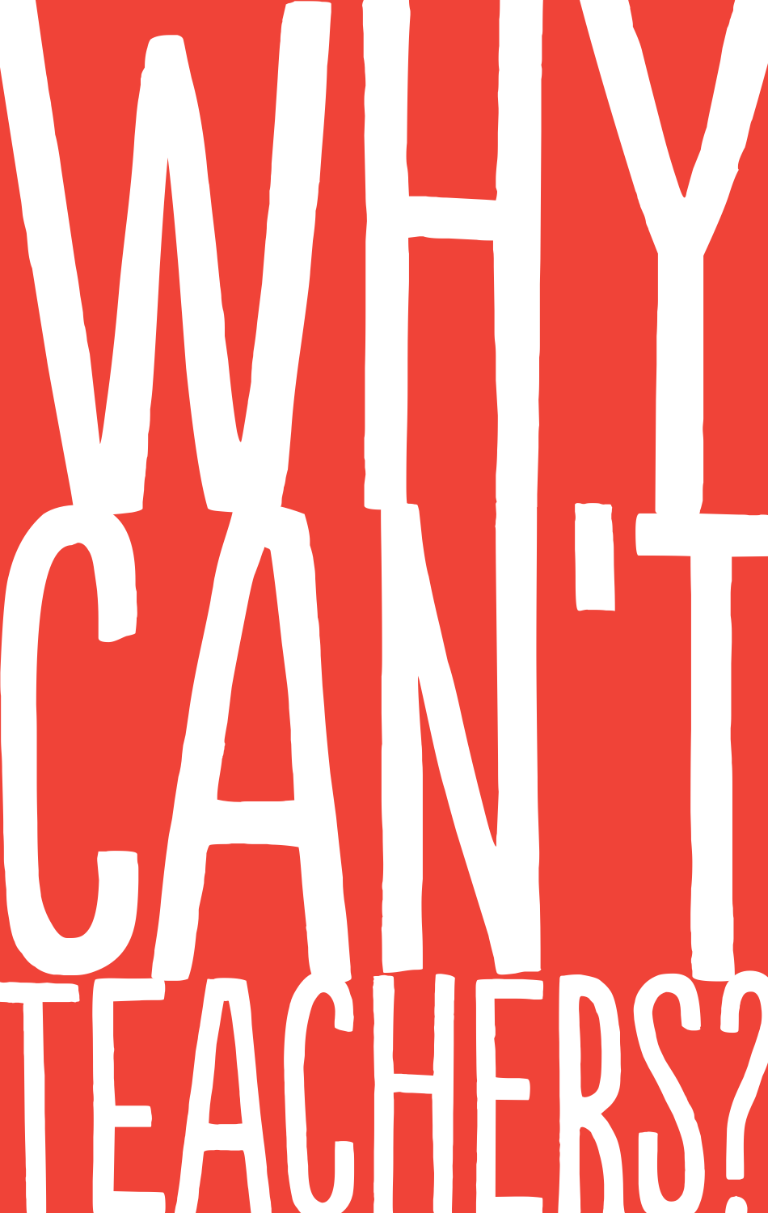# WHY CAN'T TEACHERS?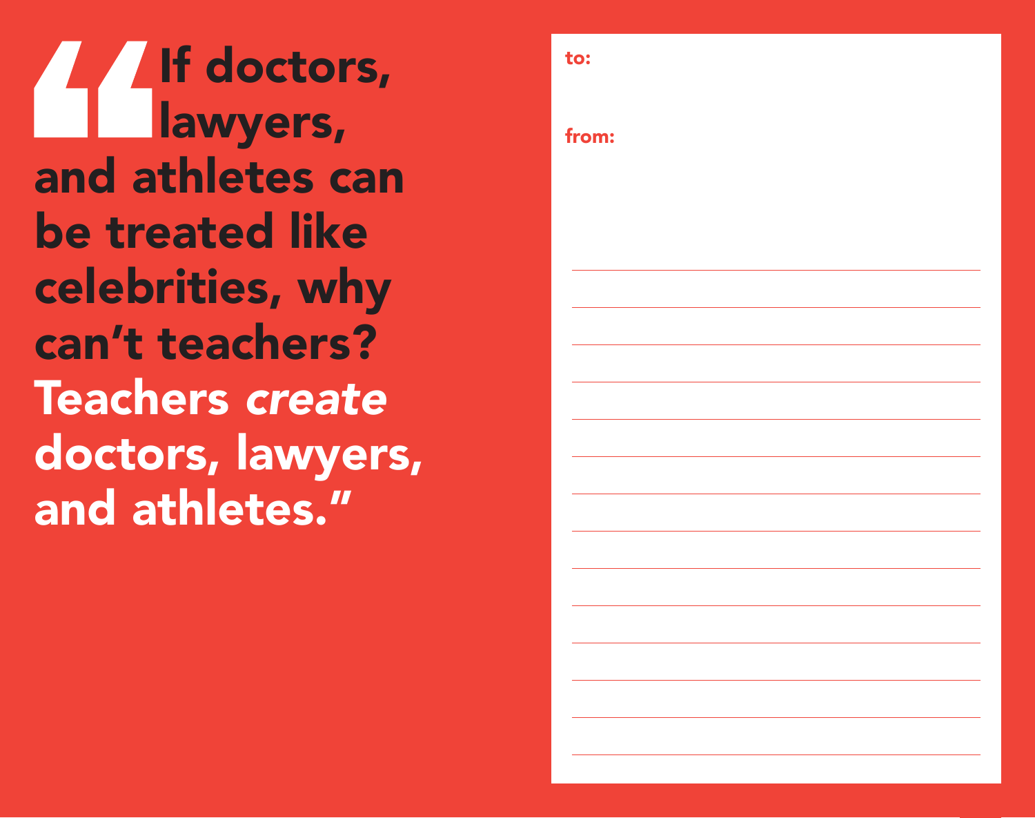"If doctors, lawyers, and athletes can be treated like celebrities, why can't teachers? Teachers *create* doctors, lawyers, and athletes."

to:

from: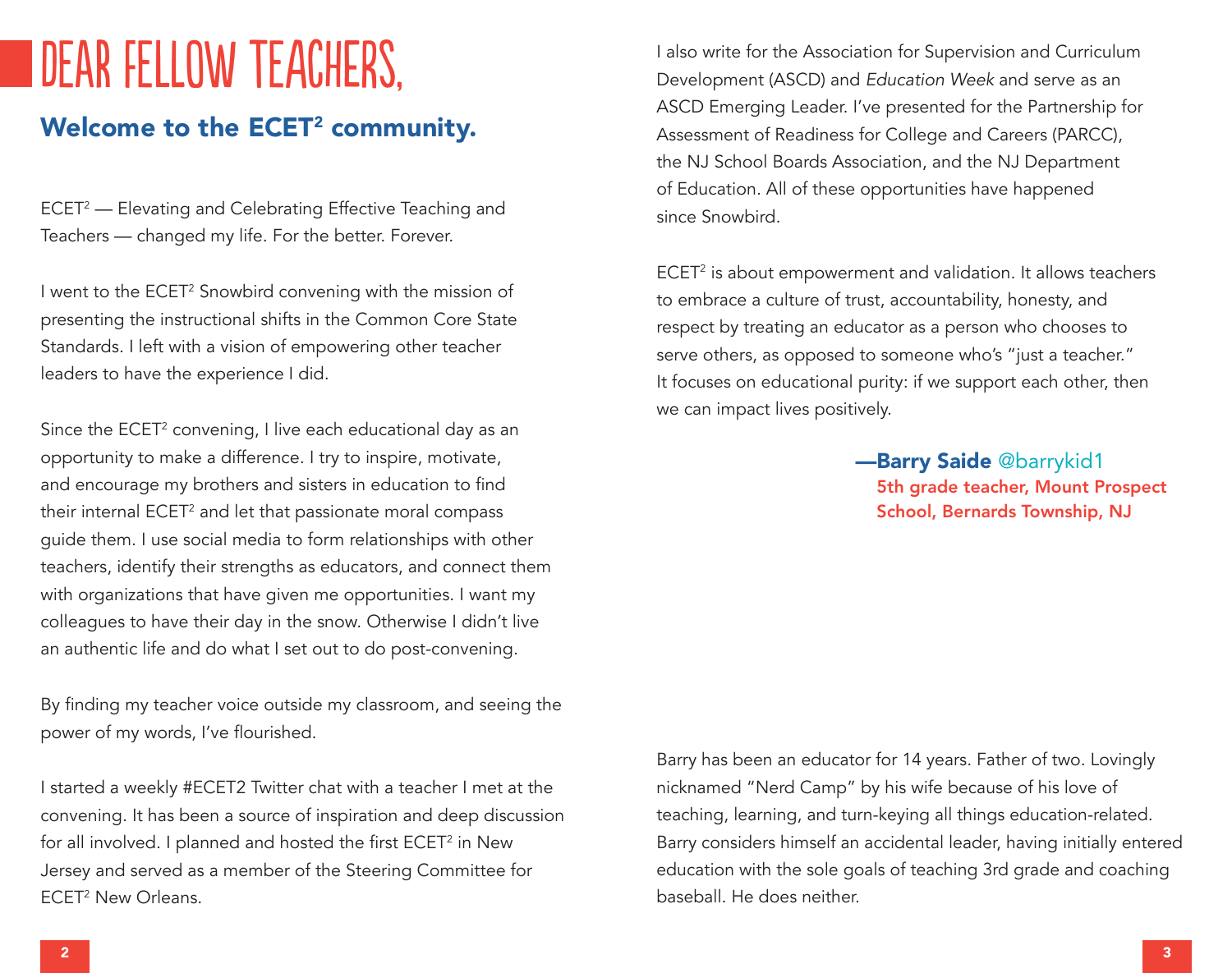# DEAR FELLOW TEACHERS,

## Welcome to the ECET² community.

ECET² — Elevating and Celebrating Effective Teaching and Teachers — changed my life. For the better. Forever.

I went to the ECET² Snowbird convening with the mission of presenting the instructional shifts in the Common Core State Standards. I left with a vision of empowering other teacher leaders to have the experience I did.

Since the ECET² convening, I live each educational day as an opportunity to make a difference. I try to inspire, motivate, and encourage my brothers and sisters in education to find their internal ECET² and let that passionate moral compass guide them. I use social media to form relationships with other teachers, identify their strengths as educators, and connect them with organizations that have given me opportunities. I want my colleagues to have their day in the snow. Otherwise I didn't live an authentic life and do what I set out to do post-convening.

By finding my teacher voice outside my classroom, and seeing the power of my words, I've flourished.

I started a weekly #ECET2 Twitter chat with a teacher I met at the convening. It has been a source of inspiration and deep discussion for all involved. I planned and hosted the first ECET² in New Jersey and served as a member of the Steering Committee for ECET² New Orleans.

I also write for the Association for Supervision and Curriculum Development (ASCD) and *Education Week* and serve as an ASCD Emerging Leader. I've presented for the Partnership for Assessment of Readiness for College and Careers (PARCC), the NJ School Boards Association, and the NJ Department of Education. All of these opportunities have happened since Snowbird.

ECET² is about empowerment and validation. It allows teachers to embrace a culture of trust, accountability, honesty, and respect by treating an educator as a person who chooses to serve others, as opposed to someone who's "just a teacher." It focuses on educational purity: if we support each other, then we can impact lives positively.

**—Barry Saide** @barrykid1
**5th grade teacher, Mount Prospect School, Bernards Township, NJ**

Barry has been an educator for 14 years. Father of two. Lovingly nicknamed "Nerd Camp" by his wife because of his love of teaching, learning, and turn-keying all things education-related. Barry considers himself an accidental leader, having initially entered education with the sole goals of teaching 3rd grade and coaching baseball. He does neither.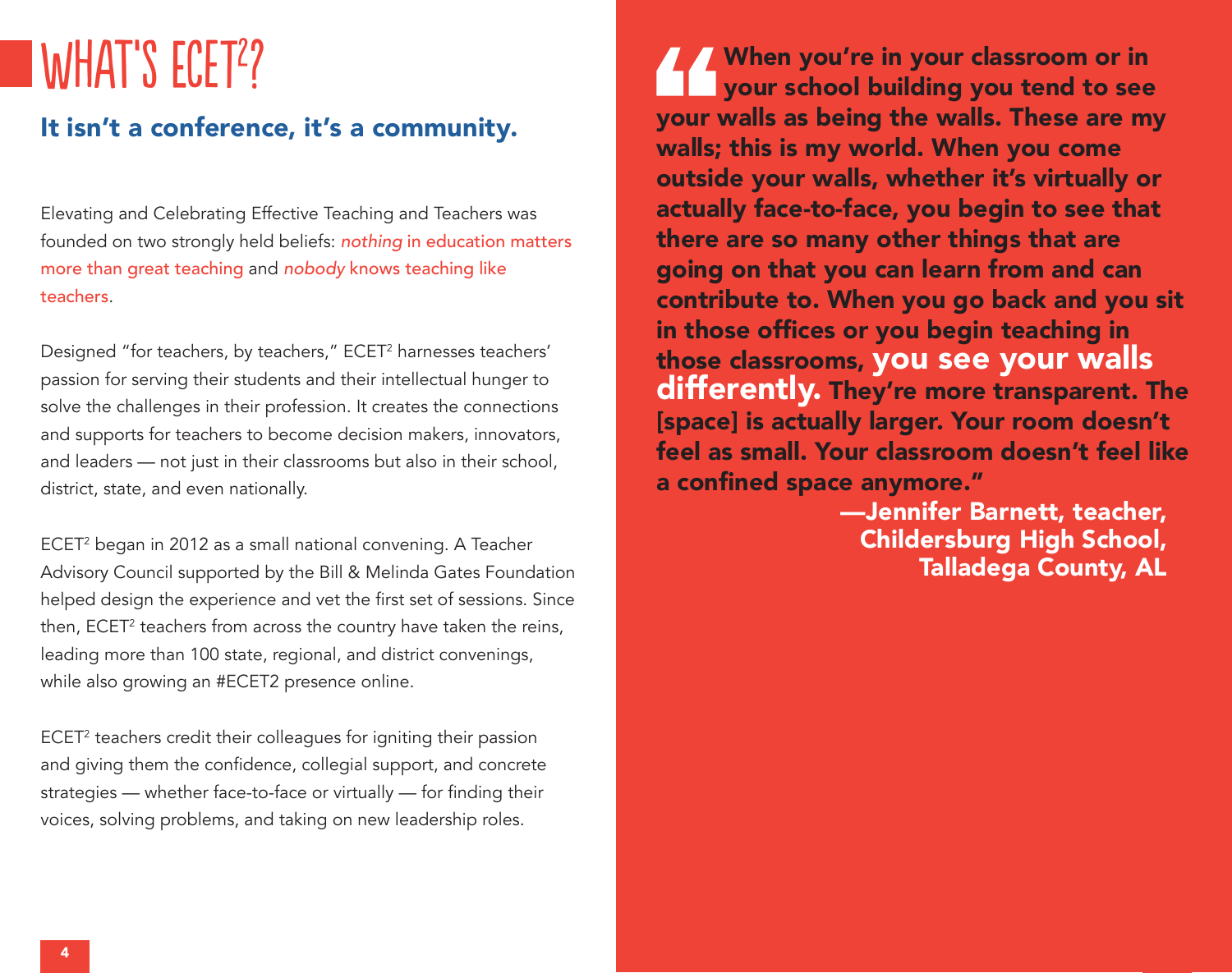# WHAT'S ECET$^2$?

## It isn't a conference, it's a community.

Elevating and Celebrating Effective Teaching and Teachers was founded on two strongly held beliefs: *nothing* in education matters more than great teaching and *nobody* knows teaching like teachers.

Designed "for teachers, by teachers," ECET$^2$ harnesses teachers' passion for serving their students and their intellectual hunger to solve the challenges in their profession. It creates the connections and supports for teachers to become decision makers, innovators, and leaders — not just in their classrooms but also in their school, district, state, and even nationally.

ECET$^2$ began in 2012 as a small national convening. A Teacher Advisory Council supported by the Bill & Melinda Gates Foundation helped design the experience and vet the first set of sessions. Since then, ECET$^2$ teachers from across the country have taken the reins, leading more than 100 state, regional, and district convenings, while also growing an #ECET2 presence online.

ECET$^2$ teachers credit their colleagues for igniting their passion and giving them the confidence, collegial support, and concrete strategies — whether face-to-face or virtually — for finding their voices, solving problems, and taking on new leadership roles.

> **"When you're in your classroom or in your school building you tend to see your walls as being the walls. These are my walls; this is my world. When you come outside your walls, whether it's virtually or actually face-to-face, you begin to see that there are so many other things that are going on that you can learn from and can contribute to. When you go back and you sit in those offices or you begin teaching in those classrooms, you see your walls differently. They're more transparent. The [space] is actually larger. Your room doesn't feel as small. Your classroom doesn't feel like a confined space anymore."**
>
> **—Jennifer Barnett, teacher, Childersburg High School, Talladega County, AL**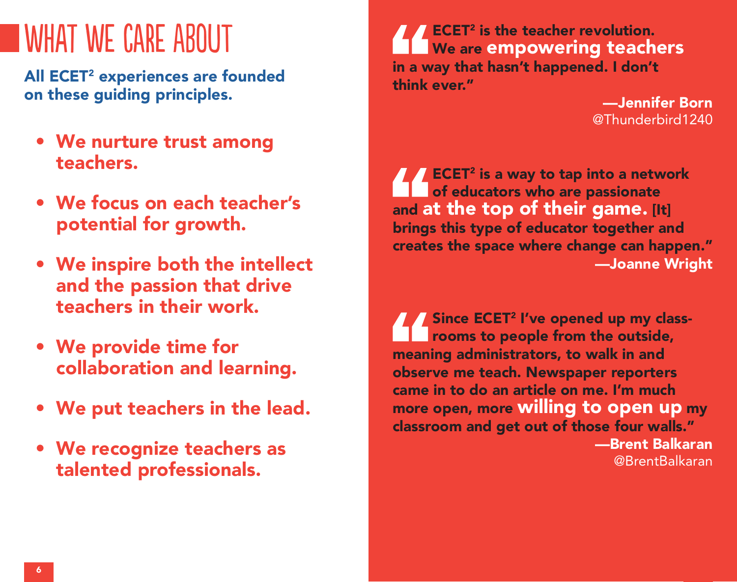# WHAT WE CARE ABOUT

**All ECET² experiences are founded on these guiding principles.**

- **We nurture trust among teachers.**
- **We focus on each teacher's potential for growth.**
- **We inspire both the intellect and the passion that drive teachers in their work.**
- **We provide time for collaboration and learning.**
- **We put teachers in the lead.**
- **We recognize teachers as talented professionals.**

> **"ECET² is the teacher revolution. We are empowering teachers in a way that hasn't happened. I don't think ever."**
>
> **—Jennifer Born**
> @Thunderbird1240

> **"ECET² is a way to tap into a network of educators who are passionate and at the top of their game. [It] brings this type of educator together and creates the space where change can happen."**
>
> **—Joanne Wright**

> **"Since ECET² I've opened up my classrooms to people from the outside, meaning administrators, to walk in and observe me teach. Newspaper reporters came in to do an article on me. I'm much more open, more willing to open up my classroom and get out of those four walls."**
>
> **—Brent Balkaran**
> @BrentBalkaran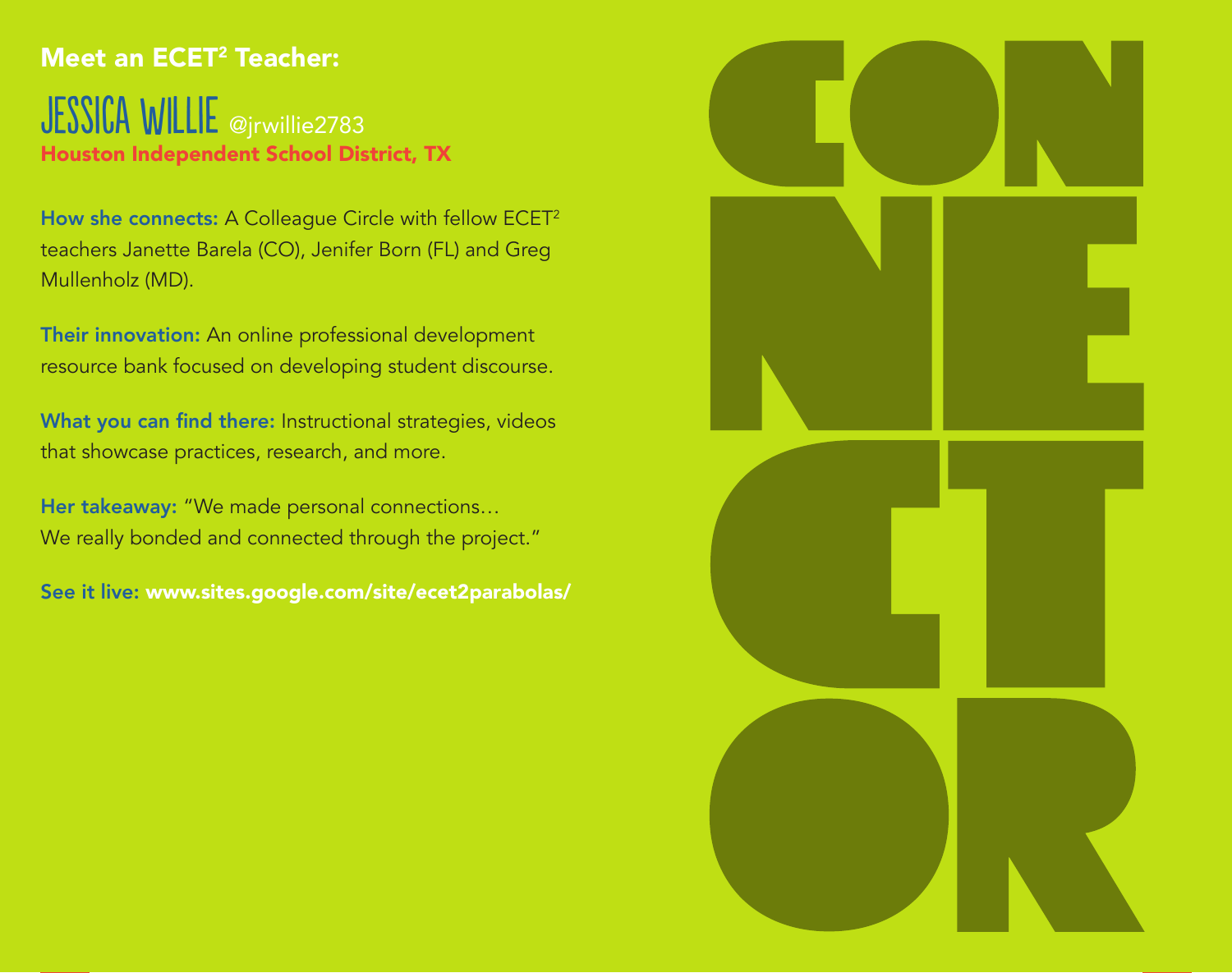## Meet an ECET² Teacher:

# JESSICA WILLIE @jrwillie2783

**Houston Independent School District, TX**

**How she connects:** A Colleague Circle with fellow ECET² teachers Janette Barela (CO), Jenifer Born (FL) and Greg Mullenholz (MD).

**Their innovation:** An online professional development resource bank focused on developing student discourse.

**What you can find there:** Instructional strategies, videos that showcase practices, research, and more.

**Her takeaway:** "We made personal connections… We really bonded and connected through the project."

**See it live:** **www.sites.google.com/site/ecet2parabolas/**

CONNECTOR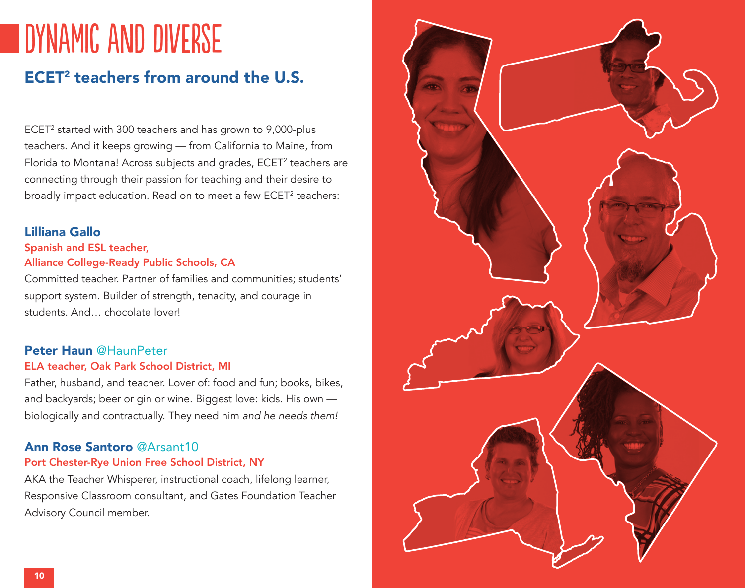# DYNAMIC AND DIVERSE

## ECET² teachers from around the U.S.

ECET² started with 300 teachers and has grown to 9,000-plus teachers. And it keeps growing — from California to Maine, from Florida to Montana! Across subjects and grades, ECET² teachers are connecting through their passion for teaching and their desire to broadly impact education. Read on to meet a few ECET² teachers:

### Lilliana Gallo

**Spanish and ESL teacher,**
**Alliance College-Ready Public Schools, CA**

Committed teacher. Partner of families and communities; students' support system. Builder of strength, tenacity, and courage in students. And… chocolate lover!

### Peter Haun @HaunPeter

**ELA teacher, Oak Park School District, MI**

Father, husband, and teacher. Lover of: food and fun; books, bikes, and backyards; beer or gin or wine. Biggest love: kids. His own — biologically and contractually. They need him *and he needs them!*

### Ann Rose Santoro @Arsant10

**Port Chester-Rye Union Free School District, NY**

AKA the Teacher Whisperer, instructional coach, lifelong learner, Responsive Classroom consultant, and Gates Foundation Teacher Advisory Council member.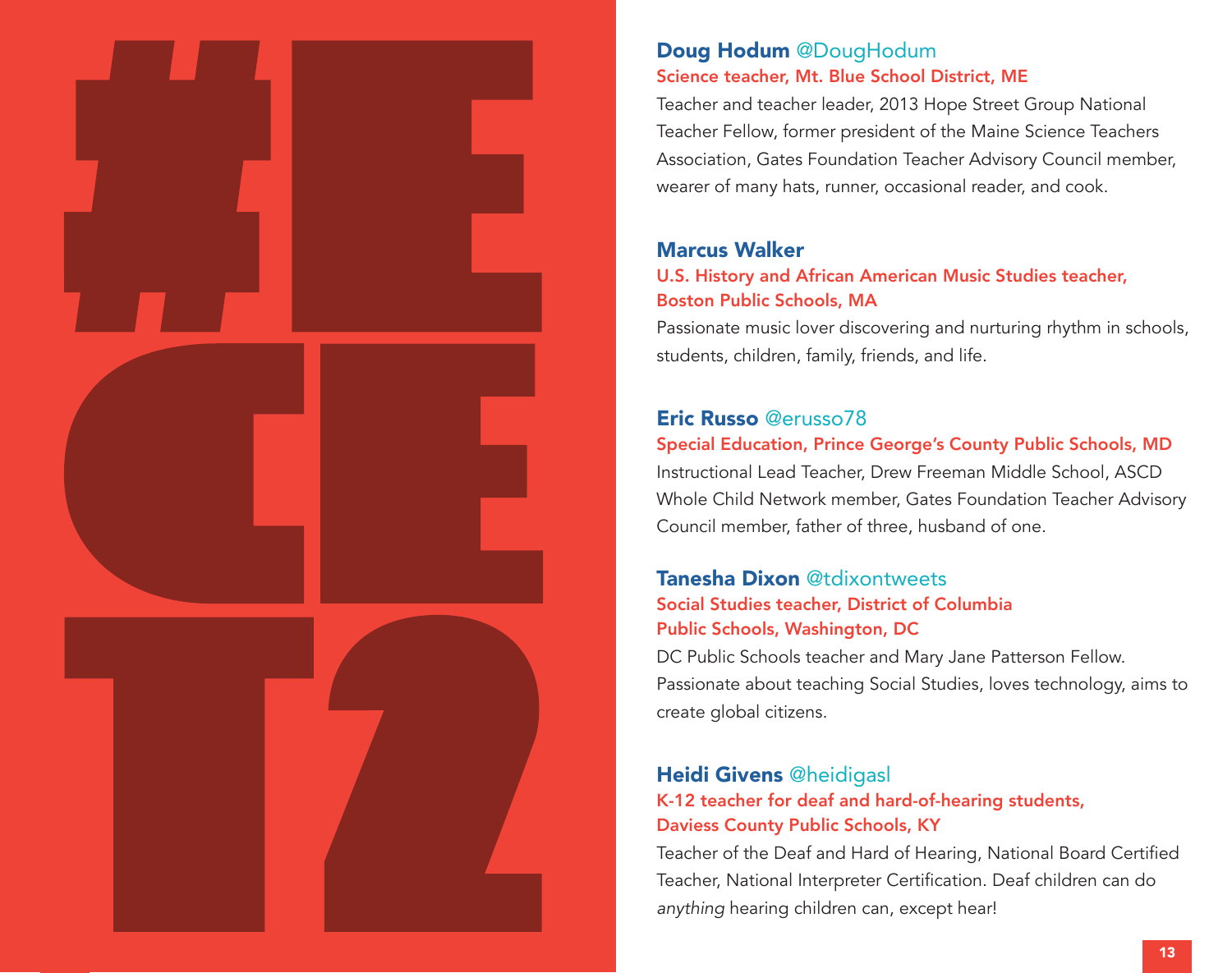#ECET2

**Doug Hodum** @DougHodum

**Science teacher, Mt. Blue School District, ME**

Teacher and teacher leader, 2013 Hope Street Group National Teacher Fellow, former president of the Maine Science Teachers Association, Gates Foundation Teacher Advisory Council member, wearer of many hats, runner, occasional reader, and cook.

**Marcus Walker**

**U.S. History and African American Music Studies teacher, Boston Public Schools, MA**

Passionate music lover discovering and nurturing rhythm in schools, students, children, family, friends, and life.

**Eric Russo** @erusso78

**Special Education, Prince George's County Public Schools, MD**

Instructional Lead Teacher, Drew Freeman Middle School, ASCD Whole Child Network member, Gates Foundation Teacher Advisory Council member, father of three, husband of one.

**Tanesha Dixon** @tdixontweets

**Social Studies teacher, District of Columbia Public Schools, Washington, DC**

DC Public Schools teacher and Mary Jane Patterson Fellow. Passionate about teaching Social Studies, loves technology, aims to create global citizens.

**Heidi Givens** @heidigasl

**K-12 teacher for deaf and hard-of-hearing students, Daviess County Public Schools, KY**

Teacher of the Deaf and Hard of Hearing, National Board Certified Teacher, National Interpreter Certification. Deaf children can do *anything* hearing children can, except hear!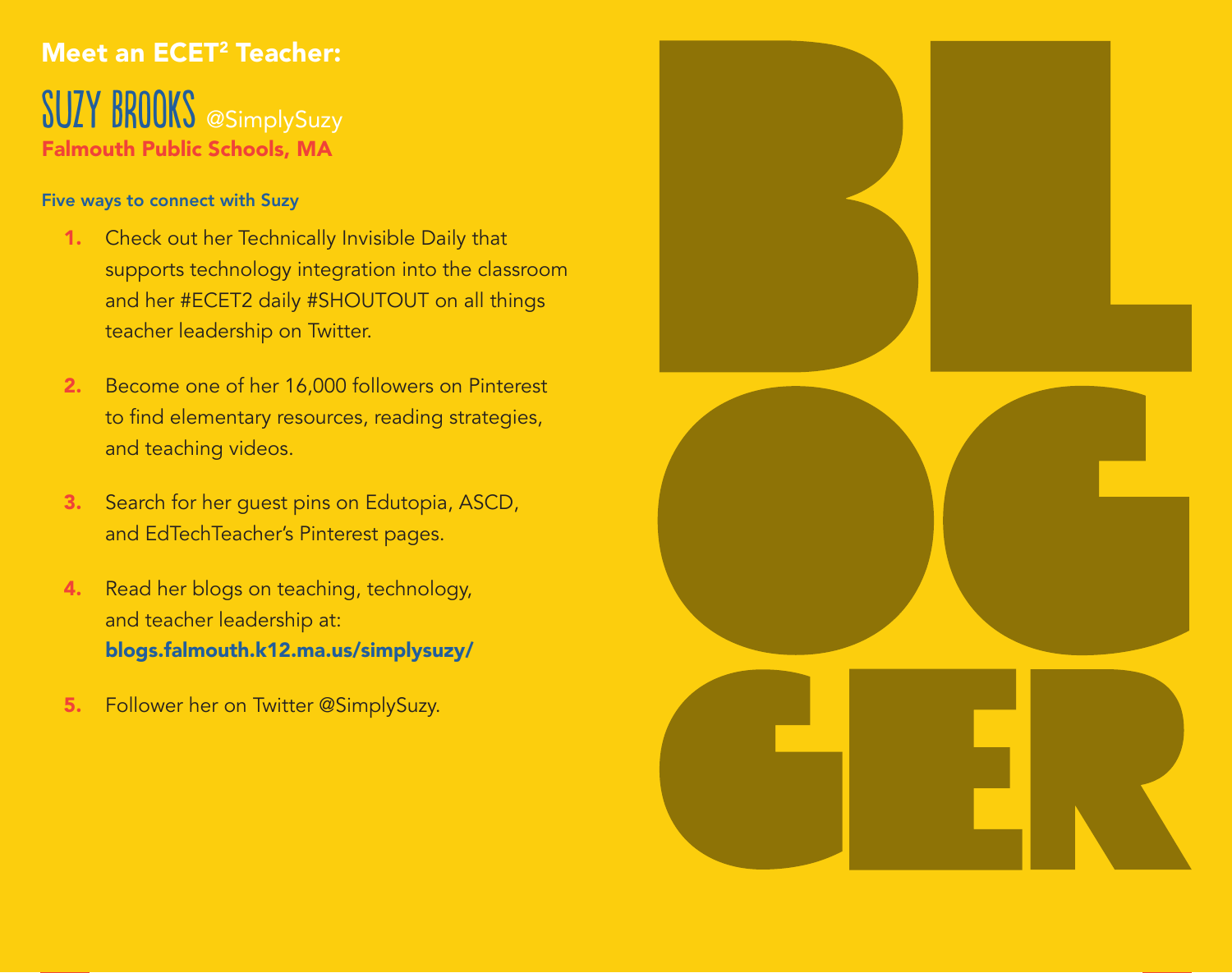**Meet an ECET[2] Teacher:**

## SUZY BROOKS @SimplySuzy

**Falmouth Public Schools, MA**

**Five ways to connect with Suzy**

1. Check out her Technically Invisible Daily that supports technology integration into the classroom and her #ECET2 daily #SHOUTOUT on all things teacher leadership on Twitter.

2. Become one of her 16,000 followers on Pinterest to find elementary resources, reading strategies, and teaching videos.

3. Search for her guest pins on Edutopia, ASCD, and EdTechTeacher's Pinterest pages.

4. Read her blogs on teaching, technology, and teacher leadership at: **blogs.falmouth.k12.ma.us/simplysuzy/**

5. Follower her on Twitter @SimplySuzy.

# BLOGGER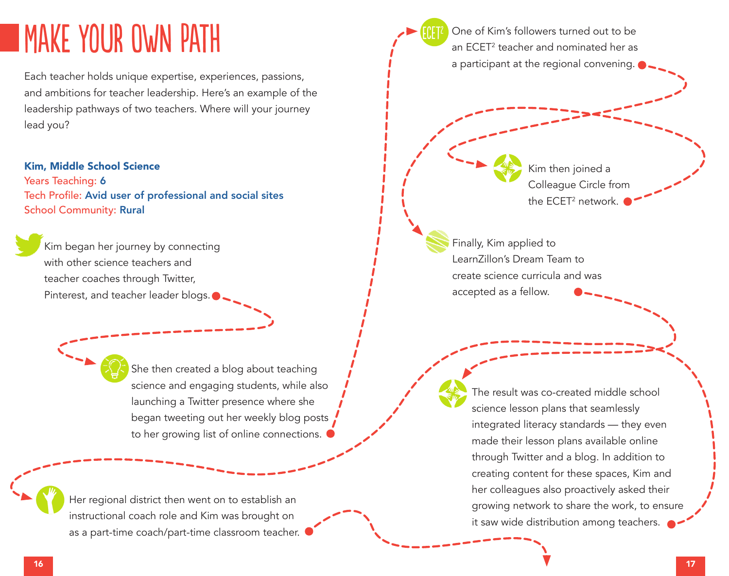# MAKE YOUR OWN PATH

Each teacher holds unique expertise, experiences, passions, and ambitions for teacher leadership. Here's an example of the leadership pathways of two teachers. Where will your journey lead you?

**Kim, Middle School Science**
Years Teaching: **6**
Tech Profile: **Avid user of professional and social sites**
School Community: **Rural**

Kim began her journey by connecting with other science teachers and teacher coaches through Twitter, Pinterest, and teacher leader blogs.

She then created a blog about teaching science and engaging students, while also launching a Twitter presence where she began tweeting out her weekly blog posts to her growing list of online connections.

One of Kim's followers turned out to be an ECET² teacher and nominated her as a participant at the regional convening.

Kim then joined a Colleague Circle from the ECET² network.

Finally, Kim applied to LearnZillon's Dream Team to create science curricula and was accepted as a fellow.

The result was co-created middle school science lesson plans that seamlessly integrated literacy standards — they even made their lesson plans available online through Twitter and a blog. In addition to creating content for these spaces, Kim and her colleagues also proactively asked their growing network to share the work, to ensure it saw wide distribution among teachers.

Her regional district then went on to establish an instructional coach role and Kim was brought on as a part-time coach/part-time classroom teacher.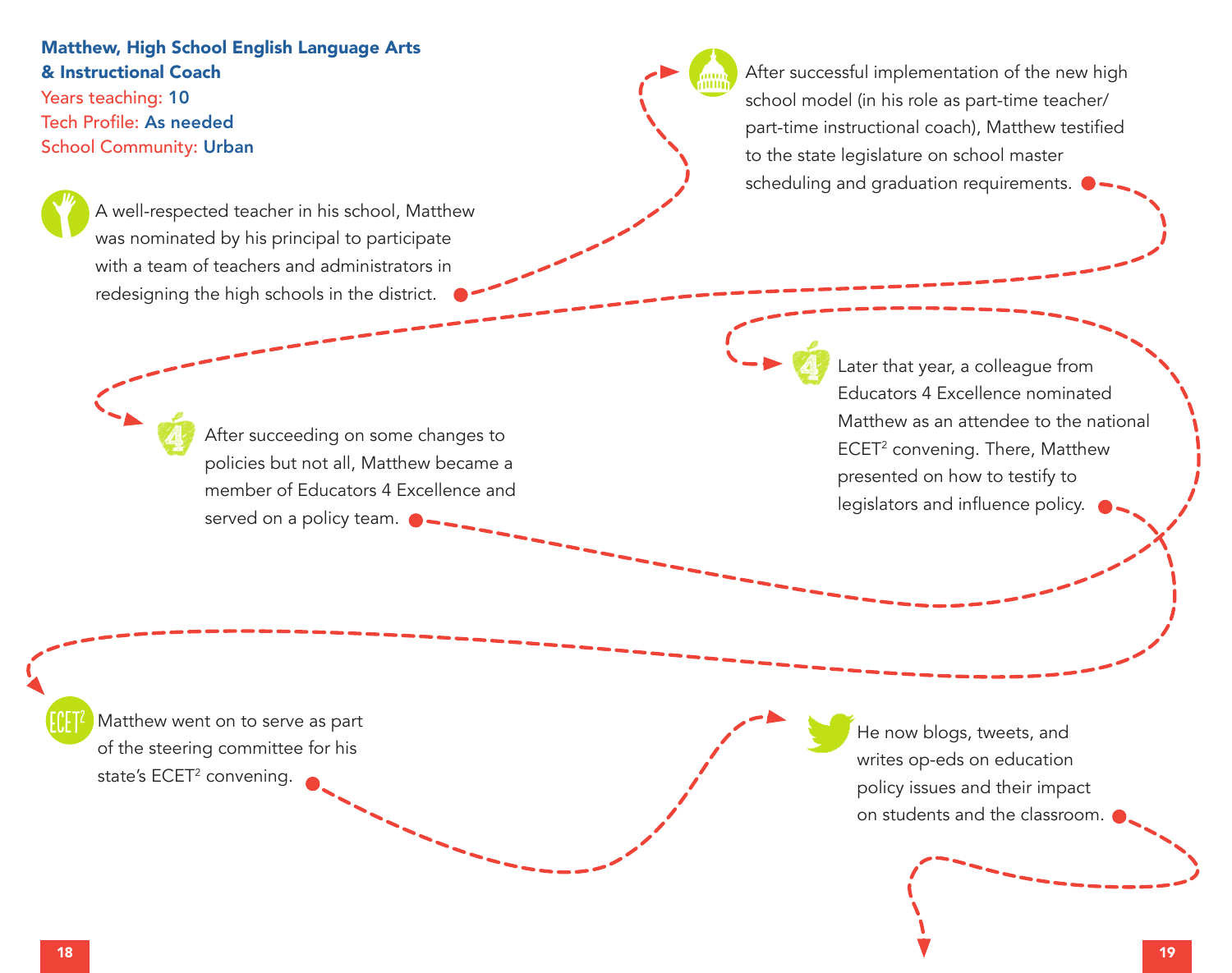**Matthew, High School English Language Arts & Instructional Coach**

Years teaching: **10**

Tech Profile: **As needed**

School Community: **Urban**

A well-respected teacher in his school, Matthew was nominated by his principal to participate with a team of teachers and administrators in redesigning the high schools in the district.

After successful implementation of the new high school model (in his role as part-time teacher/part-time instructional coach), Matthew testified to the state legislature on school master scheduling and graduation requirements.

After succeeding on some changes to policies but not all, Matthew became a member of Educators 4 Excellence and served on a policy team.

Later that year, a colleague from Educators 4 Excellence nominated Matthew as an attendee to the national ECET$^2$ convening. There, Matthew presented on how to testify to legislators and influence policy.

Matthew went on to serve as part of the steering committee for his state's ECET$^2$ convening.

He now blogs, tweets, and writes op-eds on education policy issues and their impact on students and the classroom.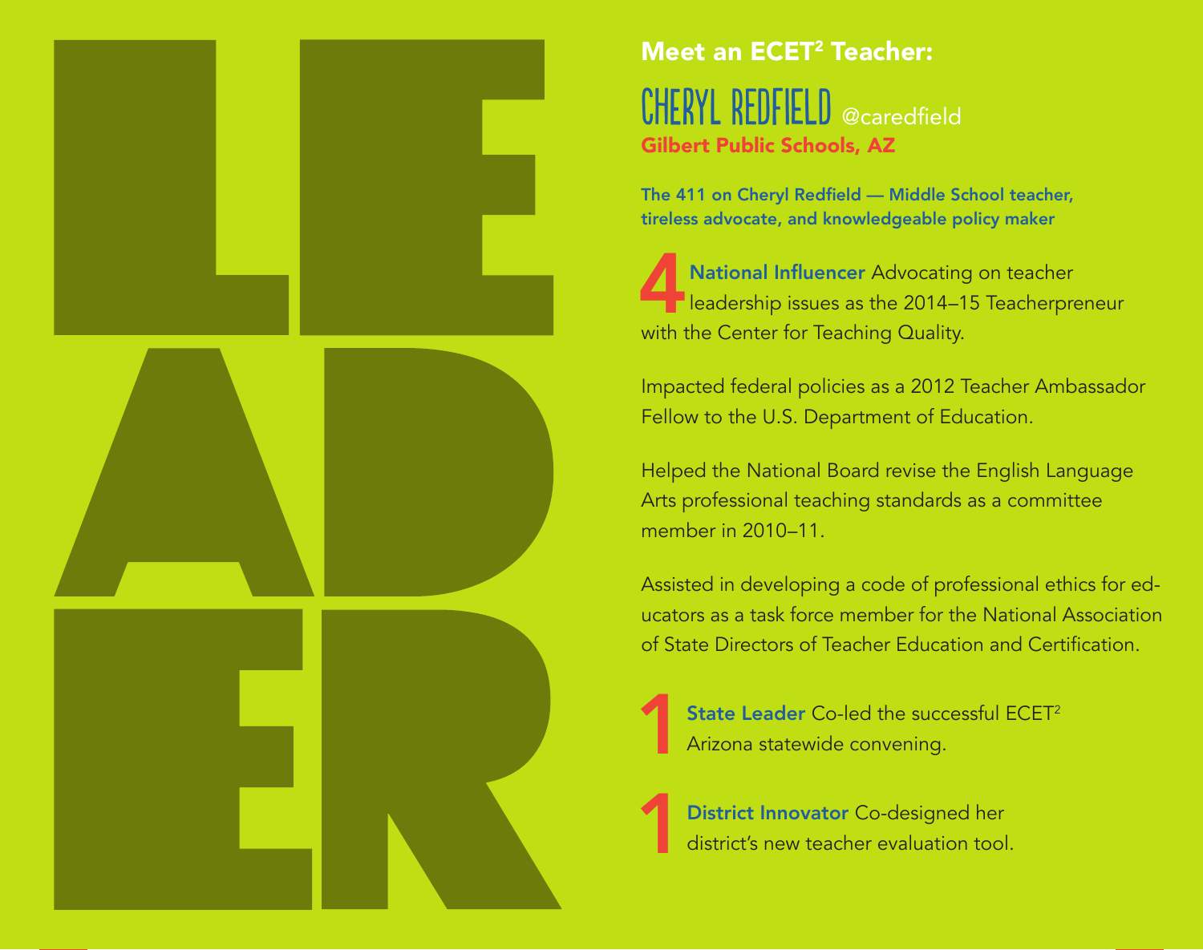# LEADER

## Meet an ECET[2] Teacher:

### CHERYL REDFIELD @caredfield

**Gilbert Public Schools, AZ**

**The 411 on Cheryl Redfield — Middle School teacher, tireless advocate, and knowledgeable policy maker**

**4 National Influencer** Advocating on teacher leadership issues as the 2014–15 Teacherpreneur with the Center for Teaching Quality.

Impacted federal policies as a 2012 Teacher Ambassador Fellow to the U.S. Department of Education.

Helped the National Board revise the English Language Arts professional teaching standards as a committee member in 2010–11.

Assisted in developing a code of professional ethics for educators as a task force member for the National Association of State Directors of Teacher Education and Certification.

**1 State Leader** Co-led the successful ECET[2] Arizona statewide convening.

**1 District Innovator** Co-designed her district's new teacher evaluation tool.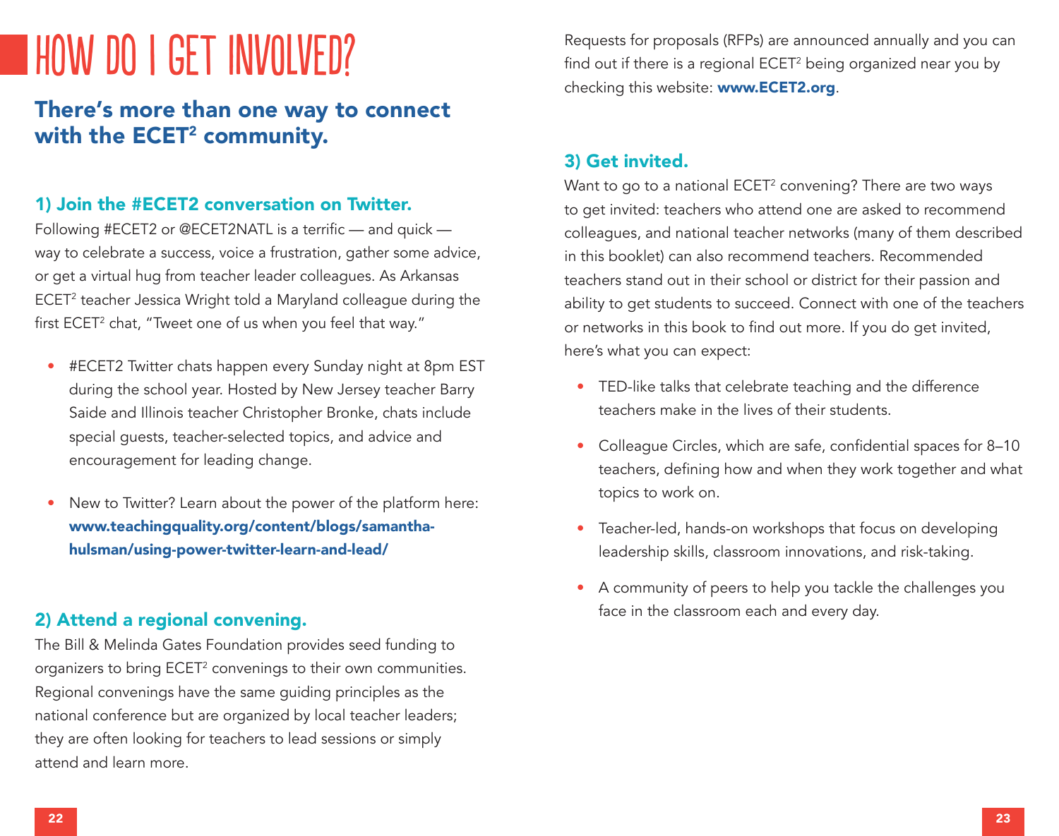# HOW DO I GET INVOLVED?

## There's more than one way to connect with the ECET² community.

### 1) Join the #ECET2 conversation on Twitter.

Following #ECET2 or @ECET2NATL is a terrific — and quick — way to celebrate a success, voice a frustration, gather some advice, or get a virtual hug from teacher leader colleagues. As Arkansas ECET² teacher Jessica Wright told a Maryland colleague during the first ECET² chat, "Tweet one of us when you feel that way."

- #ECET2 Twitter chats happen every Sunday night at 8pm EST during the school year. Hosted by New Jersey teacher Barry Saide and Illinois teacher Christopher Bronke, chats include special guests, teacher-selected topics, and advice and encouragement for leading change.
- New to Twitter? Learn about the power of the platform here: **www.teachingquality.org/content/blogs/samantha-hulsman/using-power-twitter-learn-and-lead/**

### 2) Attend a regional convening.

The Bill & Melinda Gates Foundation provides seed funding to organizers to bring ECET² convenings to their own communities. Regional convenings have the same guiding principles as the national conference but are organized by local teacher leaders; they are often looking for teachers to lead sessions or simply attend and learn more.

Requests for proposals (RFPs) are announced annually and you can find out if there is a regional ECET² being organized near you by checking this website: **www.ECET2.org**.

### 3) Get invited.

Want to go to a national ECET² convening? There are two ways to get invited: teachers who attend one are asked to recommend colleagues, and national teacher networks (many of them described in this booklet) can also recommend teachers. Recommended teachers stand out in their school or district for their passion and ability to get students to succeed. Connect with one of the teachers or networks in this book to find out more. If you do get invited, here's what you can expect:

- TED-like talks that celebrate teaching and the difference teachers make in the lives of their students.
- Colleague Circles, which are safe, confidential spaces for 8–10 teachers, defining how and when they work together and what topics to work on.
- Teacher-led, hands-on workshops that focus on developing leadership skills, classroom innovations, and risk-taking.
- A community of peers to help you tackle the challenges you face in the classroom each and every day.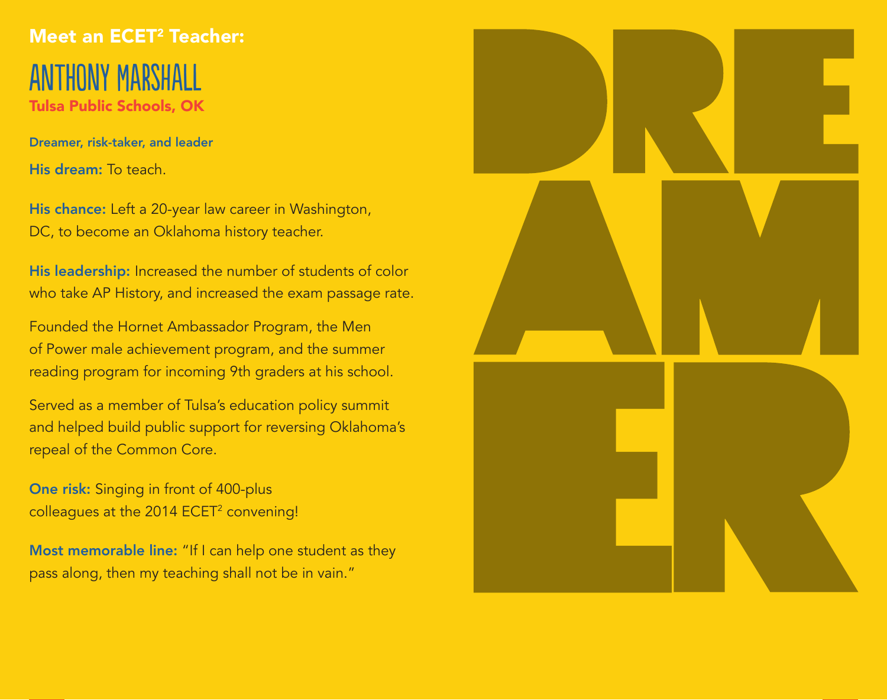## Meet an ECET[2] Teacher:

# ANTHONY MARSHALL

**Tulsa Public Schools, OK**

**Dreamer, risk-taker, and leader**

**His dream:** To teach.

**His chance:** Left a 20-year law career in Washington, DC, to become an Oklahoma history teacher.

**His leadership:** Increased the number of students of color who take AP History, and increased the exam passage rate.

Founded the Hornet Ambassador Program, the Men of Power male achievement program, and the summer reading program for incoming 9th graders at his school.

Served as a member of Tulsa's education policy summit and helped build public support for reversing Oklahoma's repeal of the Common Core.

**One risk:** Singing in front of 400-plus colleagues at the 2014 ECET[2] convening!

**Most memorable line:** "If I can help one student as they pass along, then my teaching shall not be in vain."

DREAMER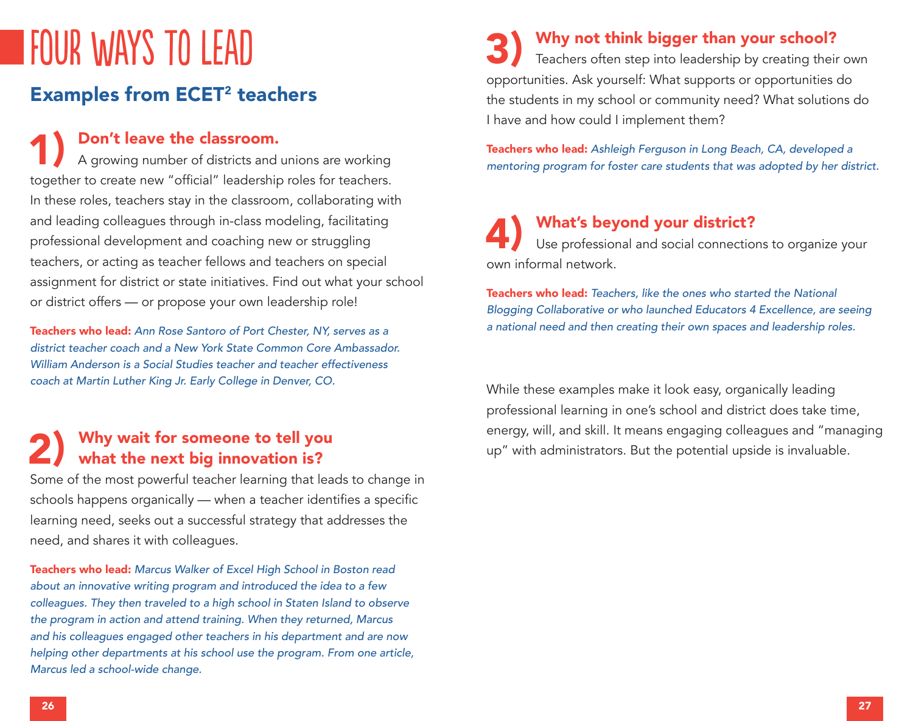# FOUR WAYS TO LEAD

## Examples from ECET[2] teachers

### 1) Don't leave the classroom.

A growing number of districts and unions are working together to create new "official" leadership roles for teachers. In these roles, teachers stay in the classroom, collaborating with and leading colleagues through in-class modeling, facilitating professional development and coaching new or struggling teachers, or acting as teacher fellows and teachers on special assignment for district or state initiatives. Find out what your school or district offers — or propose your own leadership role!

**Teachers who lead:** *Ann Rose Santoro of Port Chester, NY, serves as a district teacher coach and a New York State Common Core Ambassador. William Anderson is a Social Studies teacher and teacher effectiveness coach at Martin Luther King Jr. Early College in Denver, CO.*

### 2) Why wait for someone to tell you what the next big innovation is?

Some of the most powerful teacher learning that leads to change in schools happens organically — when a teacher identifies a specific learning need, seeks out a successful strategy that addresses the need, and shares it with colleagues.

**Teachers who lead:** *Marcus Walker of Excel High School in Boston read about an innovative writing program and introduced the idea to a few colleagues. They then traveled to a high school in Staten Island to observe the program in action and attend training. When they returned, Marcus and his colleagues engaged other teachers in his department and are now helping other departments at his school use the program. From one article, Marcus led a school-wide change.*

### 3) Why not think bigger than your school?

Teachers often step into leadership by creating their own opportunities. Ask yourself: What supports or opportunities do the students in my school or community need? What solutions do I have and how could I implement them?

**Teachers who lead:** *Ashleigh Ferguson in Long Beach, CA, developed a mentoring program for foster care students that was adopted by her district.*

### 4) What's beyond your district?

Use professional and social connections to organize your own informal network.

**Teachers who lead:** *Teachers, like the ones who started the National Blogging Collaborative or who launched Educators 4 Excellence, are seeing a national need and then creating their own spaces and leadership roles.*

While these examples make it look easy, organically leading professional learning in one's school and district does take time, energy, will, and skill. It means engaging colleagues and "managing up" with administrators. But the potential upside is invaluable.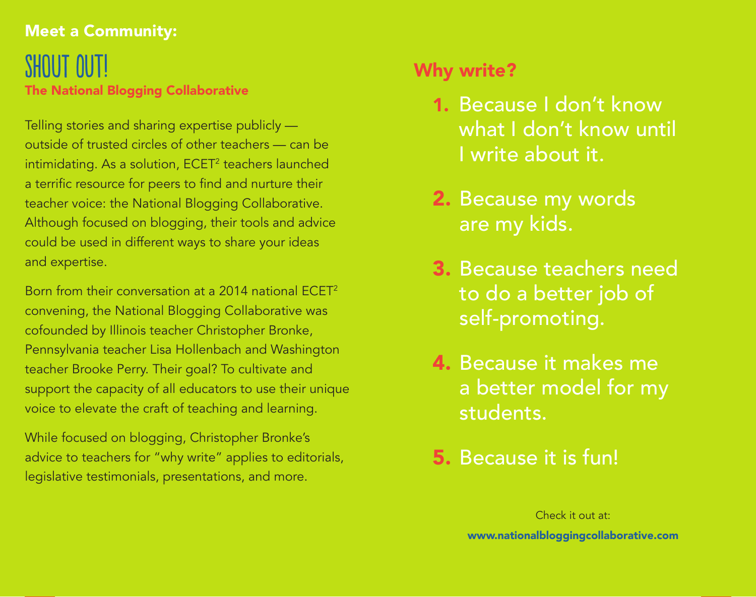**Meet a Community:**

# SHOUT OUT!

## The National Blogging Collaborative

Telling stories and sharing expertise publicly — outside of trusted circles of other teachers — can be intimidating. As a solution, ECET[2] teachers launched a terrific resource for peers to find and nurture their teacher voice: the National Blogging Collaborative. Although focused on blogging, their tools and advice could be used in different ways to share your ideas and expertise.

Born from their conversation at a 2014 national ECET[2] convening, the National Blogging Collaborative was cofounded by Illinois teacher Christopher Bronke, Pennsylvania teacher Lisa Hollenbach and Washington teacher Brooke Perry. Their goal? To cultivate and support the capacity of all educators to use their unique voice to elevate the craft of teaching and learning.

While focused on blogging, Christopher Bronke's advice to teachers for "why write" applies to editorials, legislative testimonials, presentations, and more.

## Why write?

1. Because I don't know what I don't know until I write about it.
2. Because my words are my kids.
3. Because teachers need to do a better job of self-promoting.
4. Because it makes me a better model for my students.
5. Because it is fun!

Check it out at:
**www.nationalbloggingcollaborative.com**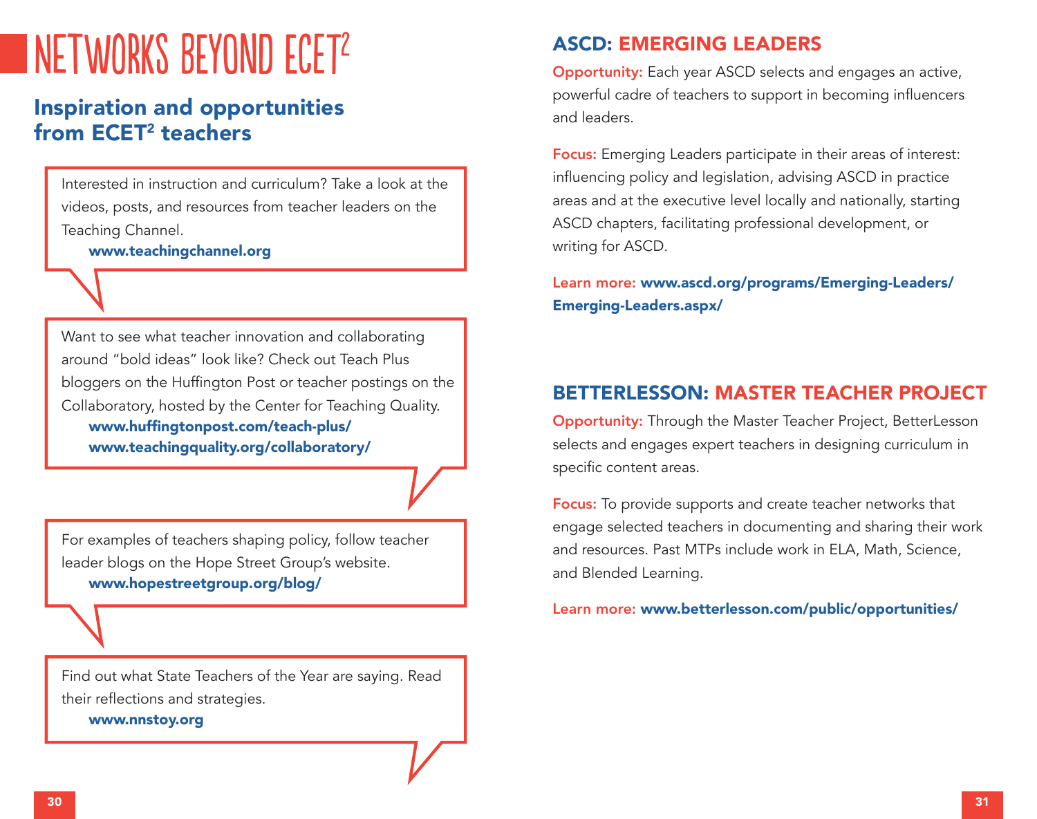# NETWORKS BEYOND ECET²

## Inspiration and opportunities from ECET² teachers

Interested in instruction and curriculum? Take a look at the videos, posts, and resources from teacher leaders on the Teaching Channel.
**www.teachingchannel.org**

Want to see what teacher innovation and collaborating around "bold ideas" look like? Check out Teach Plus bloggers on the Huffington Post or teacher postings on the Collaboratory, hosted by the Center for Teaching Quality.
**www.huffingtonpost.com/teach-plus/**
**www.teachingquality.org/collaboratory/**

For examples of teachers shaping policy, follow teacher leader blogs on the Hope Street Group's website.
**www.hopestreetgroup.org/blog/**

Find out what State Teachers of the Year are saying. Read their reflections and strategies.
**www.nnstoy.org**

## ASCD: EMERGING LEADERS

**Opportunity:** Each year ASCD selects and engages an active, powerful cadre of teachers to support in becoming influencers and leaders.

**Focus:** Emerging Leaders participate in their areas of interest: influencing policy and legislation, advising ASCD in practice areas and at the executive level locally and nationally, starting ASCD chapters, facilitating professional development, or writing for ASCD.

**Learn more:** **www.ascd.org/programs/Emerging-Leaders/Emerging-Leaders.aspx/**

## BETTERLESSON: MASTER TEACHER PROJECT

**Opportunity:** Through the Master Teacher Project, BetterLesson selects and engages expert teachers in designing curriculum in specific content areas.

**Focus:** To provide supports and create teacher networks that engage selected teachers in documenting and sharing their work and resources. Past MTPs include work in ELA, Math, Science, and Blended Learning.

**Learn more:** **www.betterlesson.com/public/opportunities/**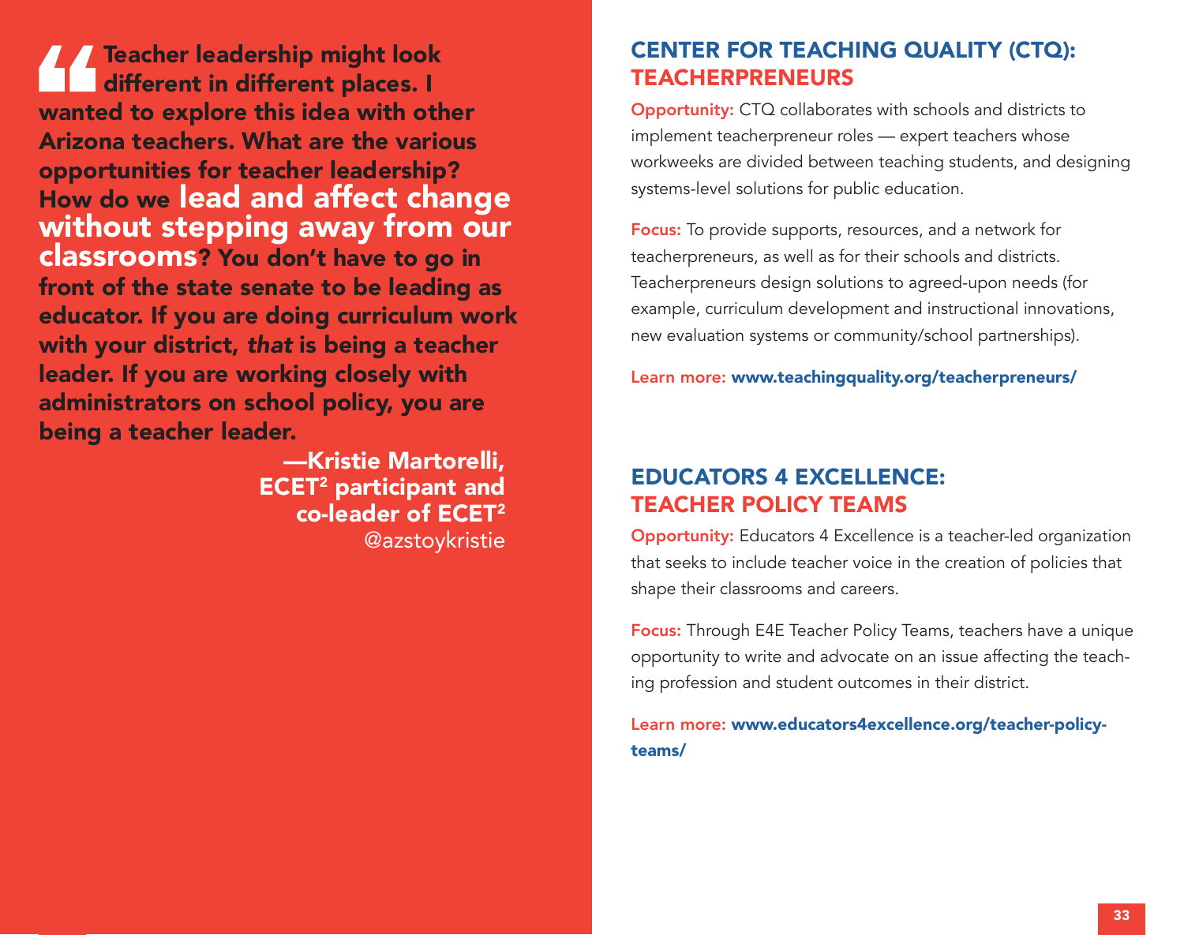> **Teacher leadership might look different in different places. I wanted to explore this idea with other Arizona teachers. What are the various opportunities for teacher leadership? How do we lead and affect change without stepping away from our classrooms? You don't have to go in front of the state senate to be leading as educator. If you are doing curriculum work with your district, *that* is being a teacher leader. If you are working closely with administrators on school policy, you are being a teacher leader.**
>
> **—Kristie Martorelli, ECET[2] participant and co-leader of ECET[2]**
> @azstoykristie

## CENTER FOR TEACHING QUALITY (CTQ): TEACHERPRENEURS

**Opportunity:** CTQ collaborates with schools and districts to implement teacherpreneur roles — expert teachers whose workweeks are divided between teaching students, and designing systems-level solutions for public education.

**Focus:** To provide supports, resources, and a network for teacherpreneurs, as well as for their schools and districts. Teacherpreneurs design solutions to agreed-upon needs (for example, curriculum development and instructional innovations, new evaluation systems or community/school partnerships).

**Learn more:** **www.teachingquality.org/teacherpreneurs/**

## EDUCATORS 4 EXCELLENCE: TEACHER POLICY TEAMS

**Opportunity:** Educators 4 Excellence is a teacher-led organization that seeks to include teacher voice in the creation of policies that shape their classrooms and careers.

**Focus:** Through E4E Teacher Policy Teams, teachers have a unique opportunity to write and advocate on an issue affecting the teaching profession and student outcomes in their district.

**Learn more:** **www.educators4excellence.org/teacher-policy-teams/**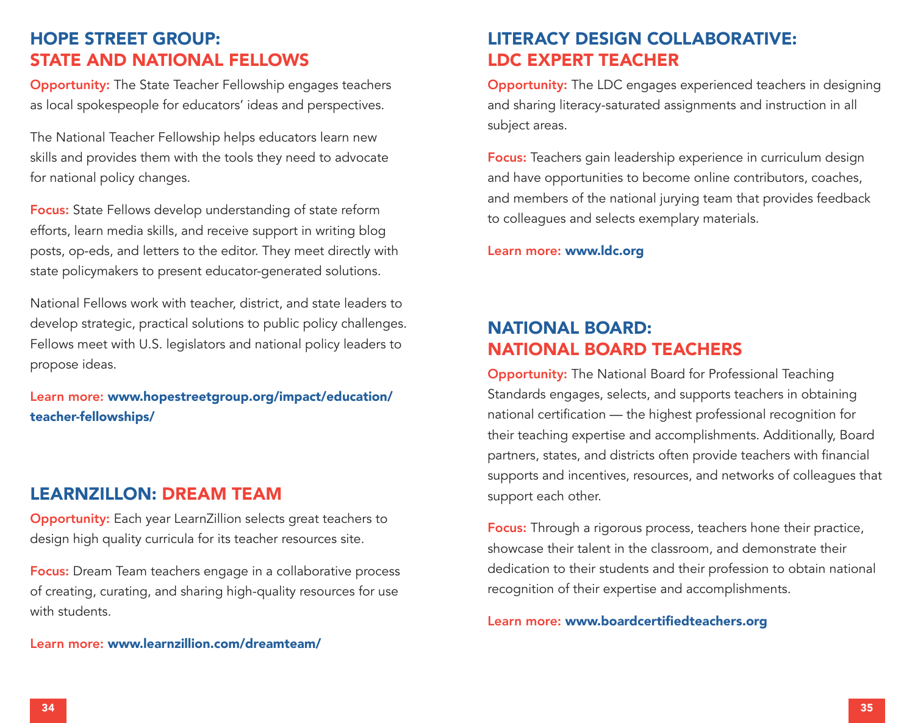## HOPE STREET GROUP: STATE AND NATIONAL FELLOWS

**Opportunity:** The State Teacher Fellowship engages teachers as local spokespeople for educators' ideas and perspectives.

The National Teacher Fellowship helps educators learn new skills and provides them with the tools they need to advocate for national policy changes.

**Focus:** State Fellows develop understanding of state reform efforts, learn media skills, and receive support in writing blog posts, op-eds, and letters to the editor. They meet directly with state policymakers to present educator-generated solutions.

National Fellows work with teacher, district, and state leaders to develop strategic, practical solutions to public policy challenges. Fellows meet with U.S. legislators and national policy leaders to propose ideas.

**Learn more:** **www.hopestreetgroup.org/impact/education/teacher-fellowships/**

## LEARNZILLION: DREAM TEAM

**Opportunity:** Each year LearnZillion selects great teachers to design high quality curricula for its teacher resources site.

**Focus:** Dream Team teachers engage in a collaborative process of creating, curating, and sharing high-quality resources for use with students.

**Learn more:** **www.learnzillion.com/dreamteam/**

## LITERACY DESIGN COLLABORATIVE: LDC EXPERT TEACHER

**Opportunity:** The LDC engages experienced teachers in designing and sharing literacy-saturated assignments and instruction in all subject areas.

**Focus:** Teachers gain leadership experience in curriculum design and have opportunities to become online contributors, coaches, and members of the national jurying team that provides feedback to colleagues and selects exemplary materials.

**Learn more:** **www.ldc.org**

## NATIONAL BOARD: NATIONAL BOARD TEACHERS

**Opportunity:** The National Board for Professional Teaching Standards engages, selects, and supports teachers in obtaining national certification — the highest professional recognition for their teaching expertise and accomplishments. Additionally, Board partners, states, and districts often provide teachers with financial supports and incentives, resources, and networks of colleagues that support each other.

**Focus:** Through a rigorous process, teachers hone their practice, showcase their talent in the classroom, and demonstrate their dedication to their students and their profession to obtain national recognition of their expertise and accomplishments.

**Learn more:** **www.boardcertifiedteachers.org**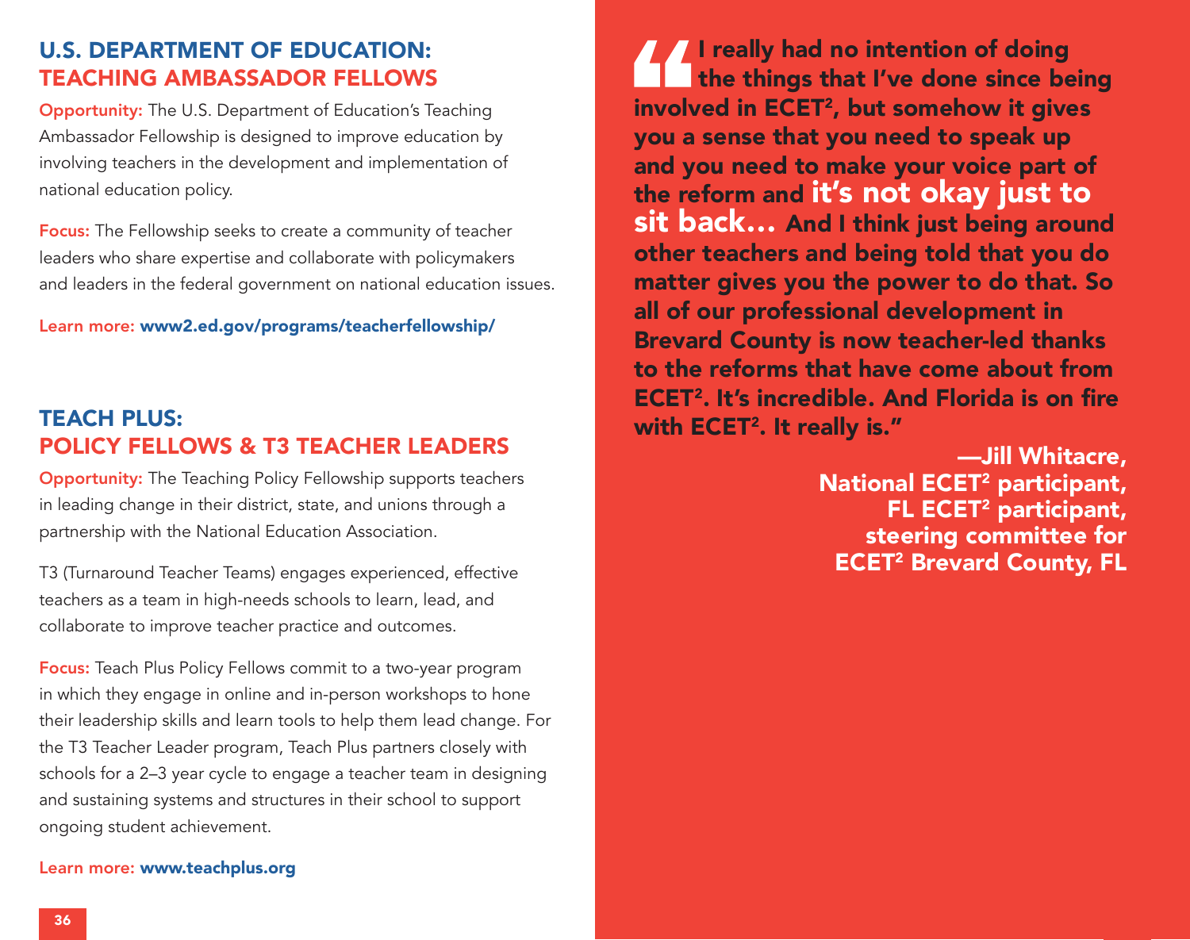## U.S. DEPARTMENT OF EDUCATION: TEACHING AMBASSADOR FELLOWS

**Opportunity:** The U.S. Department of Education's Teaching Ambassador Fellowship is designed to improve education by involving teachers in the development and implementation of national education policy.

**Focus:** The Fellowship seeks to create a community of teacher leaders who share expertise and collaborate with policymakers and leaders in the federal government on national education issues.

**Learn more:** www2.ed.gov/programs/teacherfellowship/

## TEACH PLUS: POLICY FELLOWS & T3 TEACHER LEADERS

**Opportunity:** The Teaching Policy Fellowship supports teachers in leading change in their district, state, and unions through a partnership with the National Education Association.

T3 (Turnaround Teacher Teams) engages experienced, effective teachers as a team in high-needs schools to learn, lead, and collaborate to improve teacher practice and outcomes.

**Focus:** Teach Plus Policy Fellows commit to a two-year program in which they engage in online and in-person workshops to hone their leadership skills and learn tools to help them lead change. For the T3 Teacher Leader program, Teach Plus partners closely with schools for a 2–3 year cycle to engage a teacher team in designing and sustaining systems and structures in their school to support ongoing student achievement.

**Learn more:** www.teachplus.org

> **"I really had no intention of doing the things that I've done since being involved in ECET², but somehow it gives you a sense that you need to speak up and you need to make your voice part of the reform and it's not okay just to sit back… And I think just being around other teachers and being told that you do matter gives you the power to do that. So all of our professional development in Brevard County is now teacher-led thanks to the reforms that have come about from ECET². It's incredible. And Florida is on fire with ECET². It really is."**
>
> **—Jill Whitacre, National ECET² participant, FL ECET² participant, steering committee for ECET² Brevard County, FL**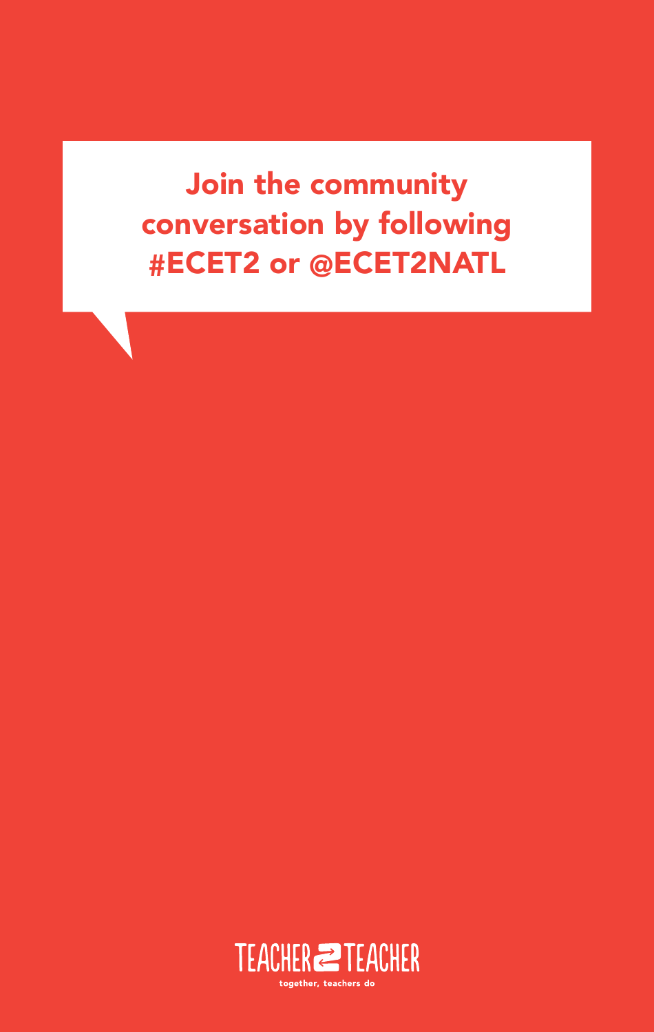Join the community conversation by following #ECET2 or @ECET2NATL

TEACHER 2 TEACHER

together, teachers do